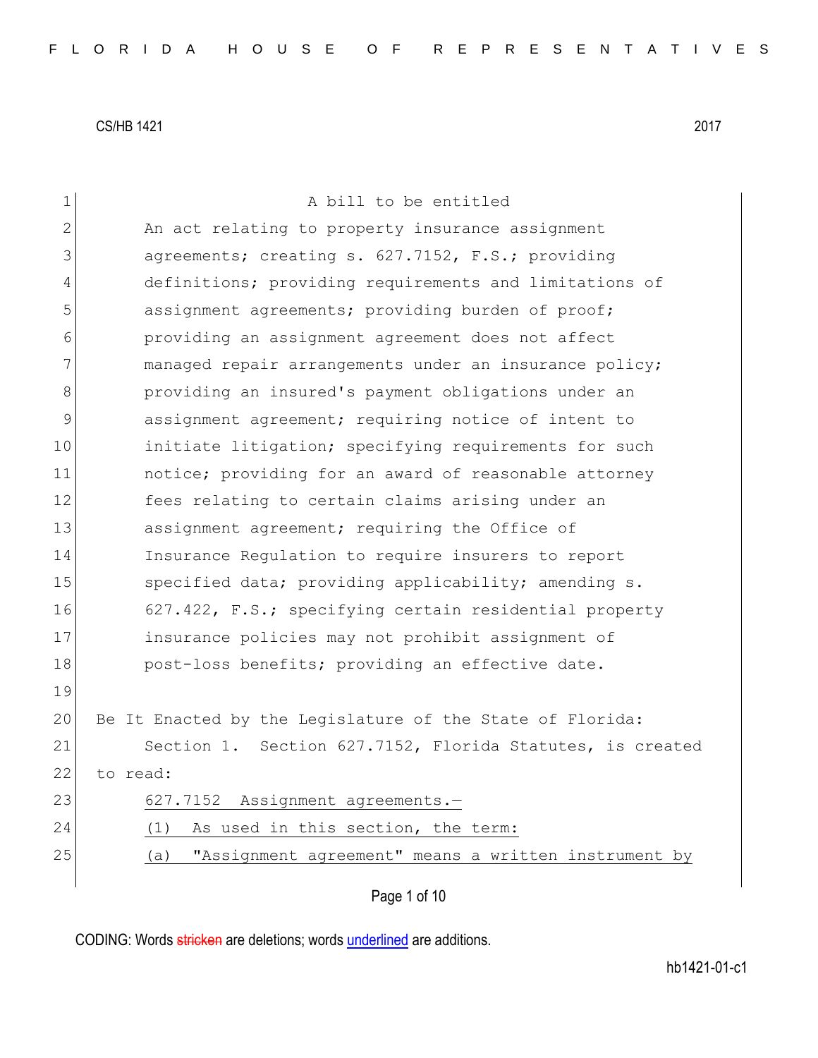CS/HB 1421 2017

A bill to be entitled

An act relating to property insurance assignment agreements; creating s. 627.7152, F.S.; providing definitions; providing requirements and limitations of assignment agreements; providing burden of proof; providing an assignment agreement does not affect managed repair arrangements under an insurance policy; providing an insured's payment obligations under an assignment agreement; requiring notice of intent to initiate litigation; specifying requirements for such notice; providing for an award of reasonable attorney fees relating to certain claims arising under an assignment agreement; requiring the Office of Insurance Regulation to require insurers to report specified data; providing applicability; amending s. 627.422, F.S.; specifying certain residential property insurance policies may not prohibit assignment of post-loss benefits; providing an effective date.

Be It Enacted by the Legislature of the State of Florida:

Section 1. Section 627.7152, Florida Statutes, is created to read:

627.7152 Assignment agreements.—

(1) As used in this section, the term:

(a) "Assignment agreement" means a written instrument by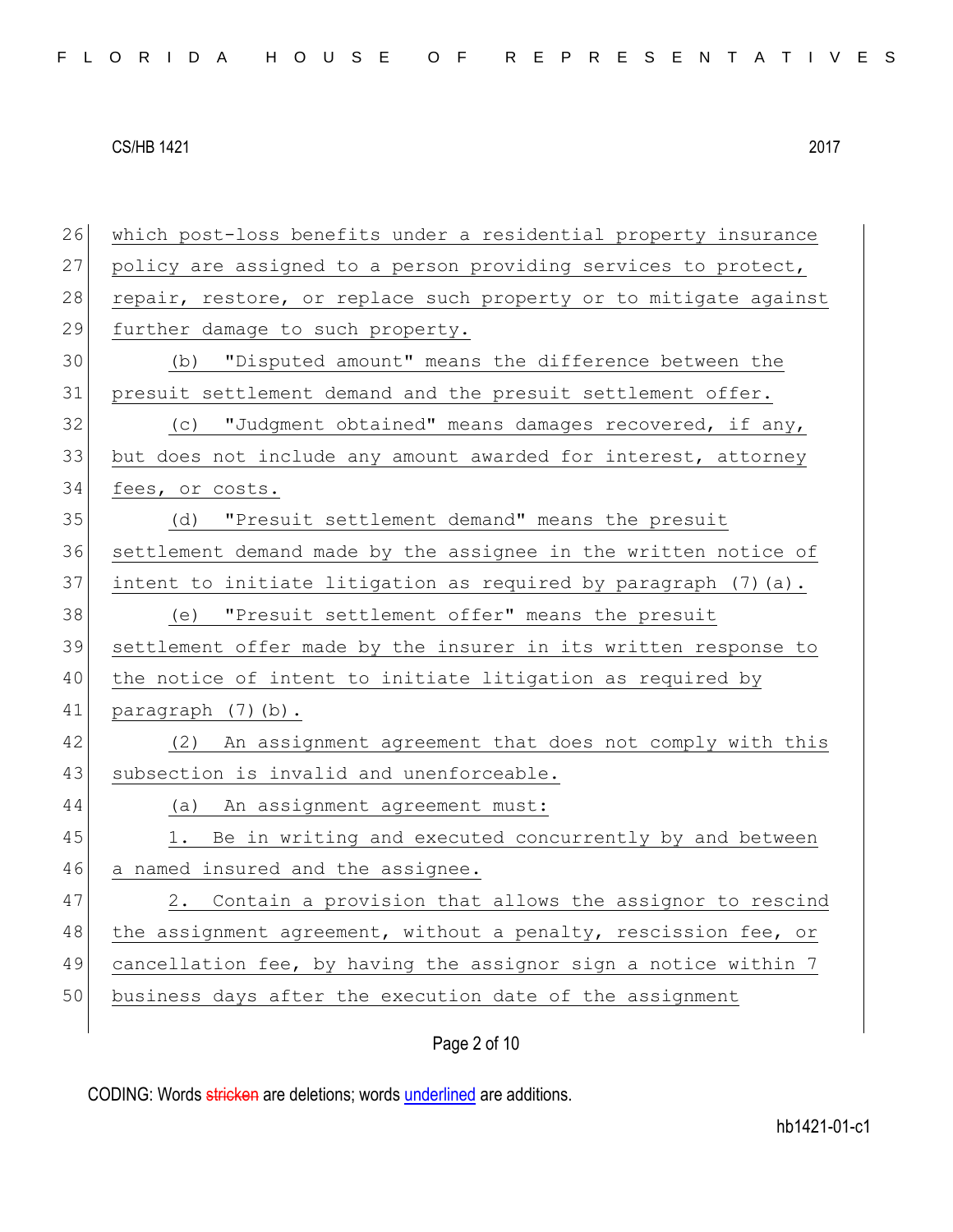26 which post-loss benefits under a residential property insurance
27 policy are assigned to a person providing services to protect,
28 repair, restore, or replace such property or to mitigate against
29 further damage to such property.

30 (b) "Disputed amount" means the difference between the
31 presuit settlement demand and the presuit settlement offer.

32 (c) "Judgment obtained" means damages recovered, if any,
33 but does not include any amount awarded for interest, attorney
34 fees, or costs.

35 (d) "Presuit settlement demand" means the presuit
36 settlement demand made by the assignee in the written notice of
37 intent to initiate litigation as required by paragraph (7)(a).

38 (e) "Presuit settlement offer" means the presuit
39 settlement offer made by the insurer in its written response to
40 the notice of intent to initiate litigation as required by
41 paragraph (7)(b).

42 (2) An assignment agreement that does not comply with this
43 subsection is invalid and unenforceable.

44 (a) An assignment agreement must:

45 1. Be in writing and executed concurrently by and between
46 a named insured and the assignee.

47 2. Contain a provision that allows the assignor to rescind
48 the assignment agreement, without a penalty, rescission fee, or
49 cancellation fee, by having the assignor sign a notice within 7
50 business days after the execution date of the assignment

CODING: Words stricken are deletions; words underlined are additions.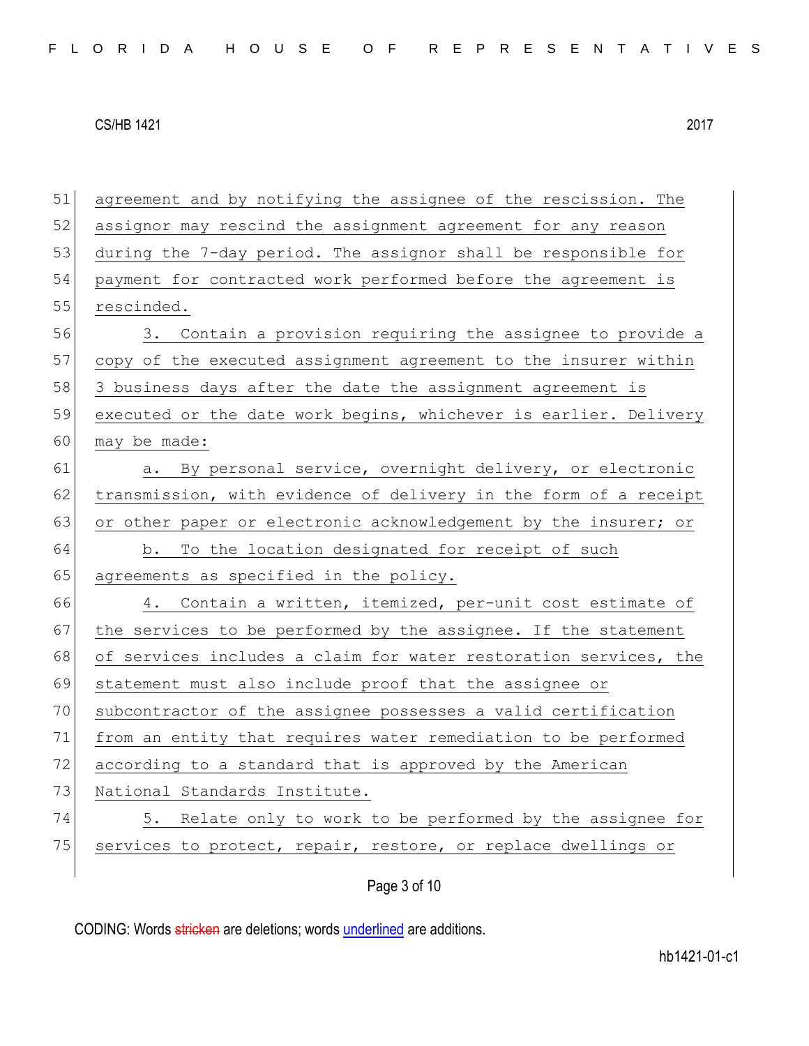agreement and by notifying the assignee of the rescission. The assignor may rescind the assignment agreement for any reason during the 7-day period. The assignor shall be responsible for payment for contracted work performed before the agreement is rescinded.

3. Contain a provision requiring the assignee to provide a copy of the executed assignment agreement to the insurer within 3 business days after the date the assignment agreement is executed or the date work begins, whichever is earlier. Delivery may be made:

a. By personal service, overnight delivery, or electronic transmission, with evidence of delivery in the form of a receipt or other paper or electronic acknowledgement by the insurer; or

b. To the location designated for receipt of such agreements as specified in the policy.

4. Contain a written, itemized, per-unit cost estimate of the services to be performed by the assignee. If the statement of services includes a claim for water restoration services, the statement must also include proof that the assignee or subcontractor of the assignee possesses a valid certification from an entity that requires water remediation to be performed according to a standard that is approved by the American National Standards Institute.

5. Relate only to work to be performed by the assignee for services to protect, repair, restore, or replace dwellings or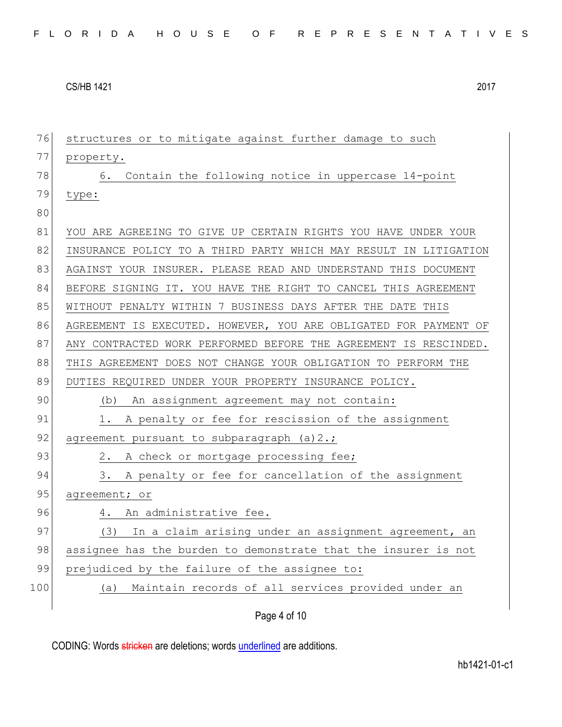structures or to mitigate against further damage to such property.

6. Contain the following notice in uppercase 14-point type:

YOU ARE AGREEING TO GIVE UP CERTAIN RIGHTS YOU HAVE UNDER YOUR INSURANCE POLICY TO A THIRD PARTY WHICH MAY RESULT IN LITIGATION AGAINST YOUR INSURER. PLEASE READ AND UNDERSTAND THIS DOCUMENT BEFORE SIGNING IT. YOU HAVE THE RIGHT TO CANCEL THIS AGREEMENT WITHOUT PENALTY WITHIN 7 BUSINESS DAYS AFTER THE DATE THIS AGREEMENT IS EXECUTED. HOWEVER, YOU ARE OBLIGATED FOR PAYMENT OF ANY CONTRACTED WORK PERFORMED BEFORE THE AGREEMENT IS RESCINDED. THIS AGREEMENT DOES NOT CHANGE YOUR OBLIGATION TO PERFORM THE DUTIES REQUIRED UNDER YOUR PROPERTY INSURANCE POLICY.

(b) An assignment agreement may not contain:

1. A penalty or fee for rescission of the assignment agreement pursuant to subparagraph (a)2.;

2. A check or mortgage processing fee;

3. A penalty or fee for cancellation of the assignment agreement; or

4. An administrative fee.

(3) In a claim arising under an assignment agreement, an assignee has the burden to demonstrate that the insurer is not prejudiced by the failure of the assignee to:

(a) Maintain records of all services provided under an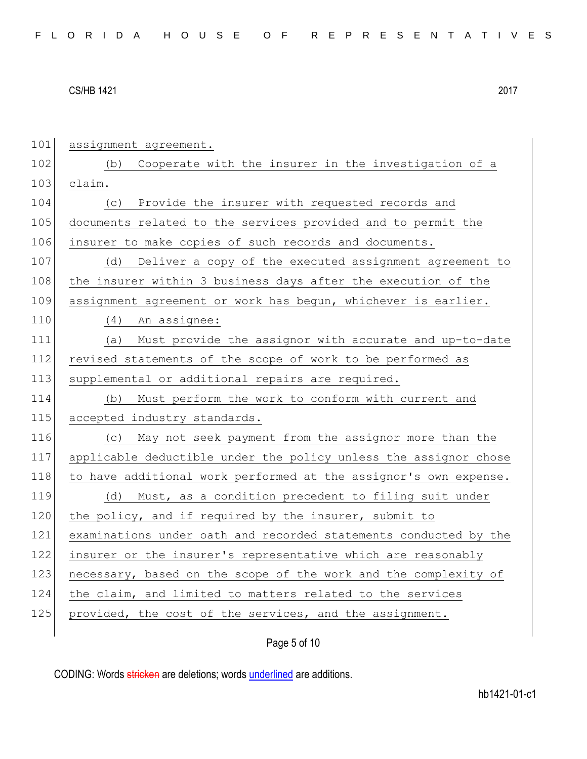assignment agreement.

(b) Cooperate with the insurer in the investigation of a claim.

(c) Provide the insurer with requested records and documents related to the services provided and to permit the insurer to make copies of such records and documents.

(d) Deliver a copy of the executed assignment agreement to the insurer within 3 business days after the execution of the assignment agreement or work has begun, whichever is earlier.

(4) An assignee:

(a) Must provide the assignor with accurate and up-to-date revised statements of the scope of work to be performed as supplemental or additional repairs are required.

(b) Must perform the work to conform with current and accepted industry standards.

(c) May not seek payment from the assignor more than the applicable deductible under the policy unless the assignor chose to have additional work performed at the assignor's own expense.

(d) Must, as a condition precedent to filing suit under the policy, and if required by the insurer, submit to examinations under oath and recorded statements conducted by the insurer or the insurer's representative which are reasonably necessary, based on the scope of the work and the complexity of the claim, and limited to matters related to the services provided, the cost of the services, and the assignment.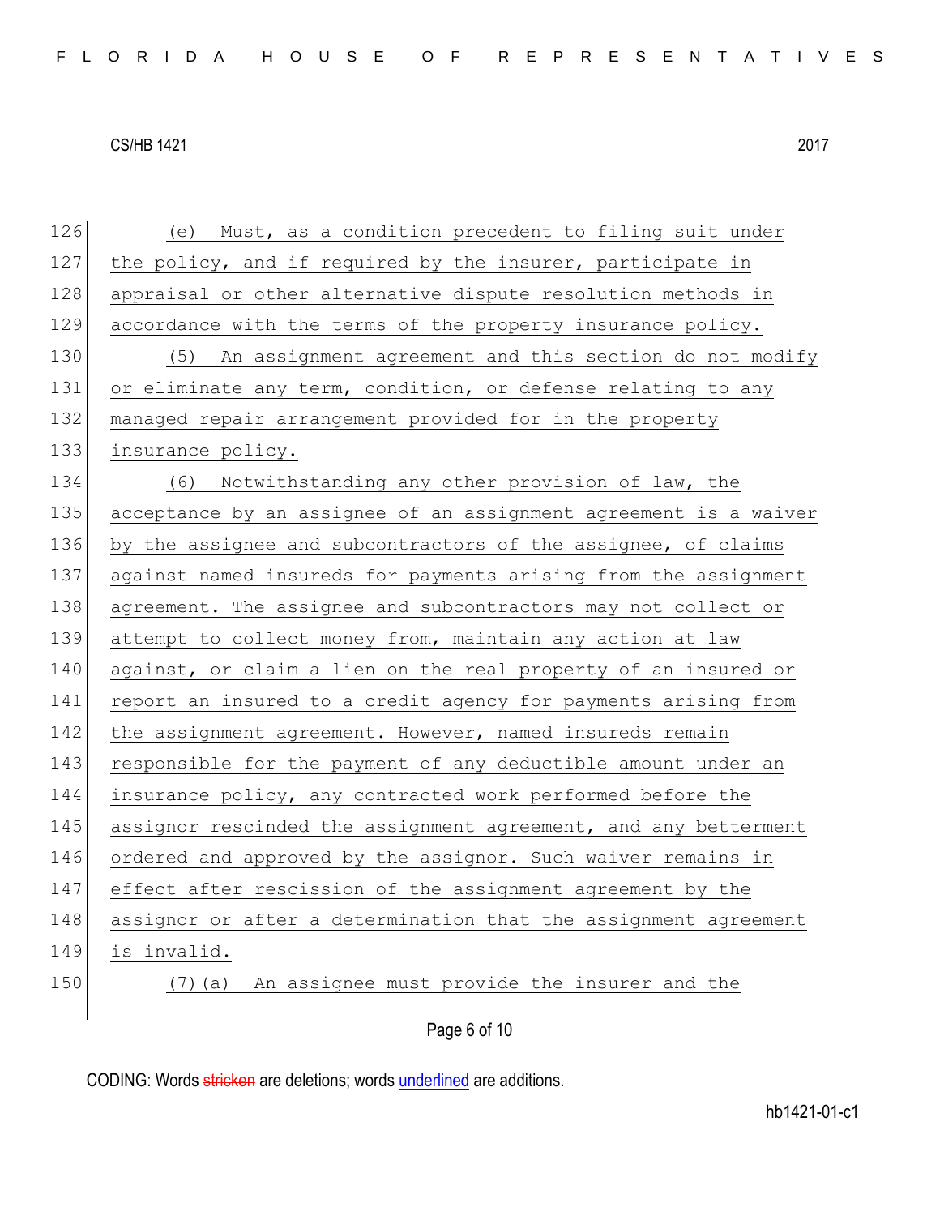(e) Must, as a condition precedent to filing suit under the policy, and if required by the insurer, participate in appraisal or other alternative dispute resolution methods in accordance with the terms of the property insurance policy.

(5) An assignment agreement and this section do not modify or eliminate any term, condition, or defense relating to any managed repair arrangement provided for in the property insurance policy.

(6) Notwithstanding any other provision of law, the acceptance by an assignee of an assignment agreement is a waiver by the assignee and subcontractors of the assignee, of claims against named insureds for payments arising from the assignment agreement. The assignee and subcontractors may not collect or attempt to collect money from, maintain any action at law against, or claim a lien on the real property of an insured or report an insured to a credit agency for payments arising from the assignment agreement. However, named insureds remain responsible for the payment of any deductible amount under an insurance policy, any contracted work performed before the assignor rescinded the assignment agreement, and any betterment ordered and approved by the assignor. Such waiver remains in effect after rescission of the assignment agreement by the assignor or after a determination that the assignment agreement is invalid.

(7)(a) An assignee must provide the insurer and the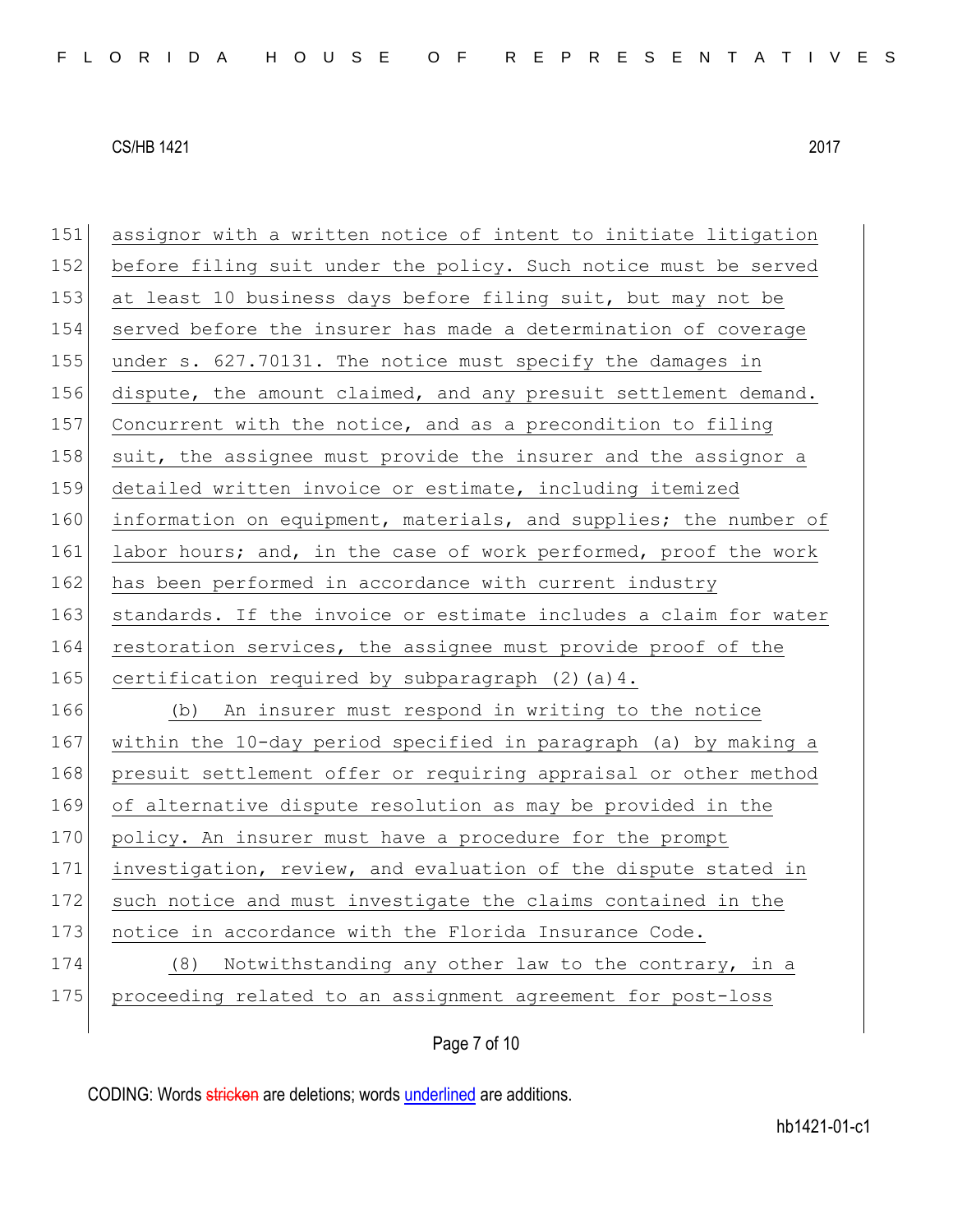assignor with a written notice of intent to initiate litigation before filing suit under the policy. Such notice must be served at least 10 business days before filing suit, but may not be served before the insurer has made a determination of coverage under s. 627.70131. The notice must specify the damages in dispute, the amount claimed, and any presuit settlement demand. Concurrent with the notice, and as a precondition to filing suit, the assignee must provide the insurer and the assignor a detailed written invoice or estimate, including itemized information on equipment, materials, and supplies; the number of labor hours; and, in the case of work performed, proof the work has been performed in accordance with current industry standards. If the invoice or estimate includes a claim for water restoration services, the assignee must provide proof of the certification required by subparagraph (2)(a)4.

(b) An insurer must respond in writing to the notice within the 10-day period specified in paragraph (a) by making a presuit settlement offer or requiring appraisal or other method of alternative dispute resolution as may be provided in the policy. An insurer must have a procedure for the prompt investigation, review, and evaluation of the dispute stated in such notice and must investigate the claims contained in the notice in accordance with the Florida Insurance Code.

(8) Notwithstanding any other law to the contrary, in a proceeding related to an assignment agreement for post-loss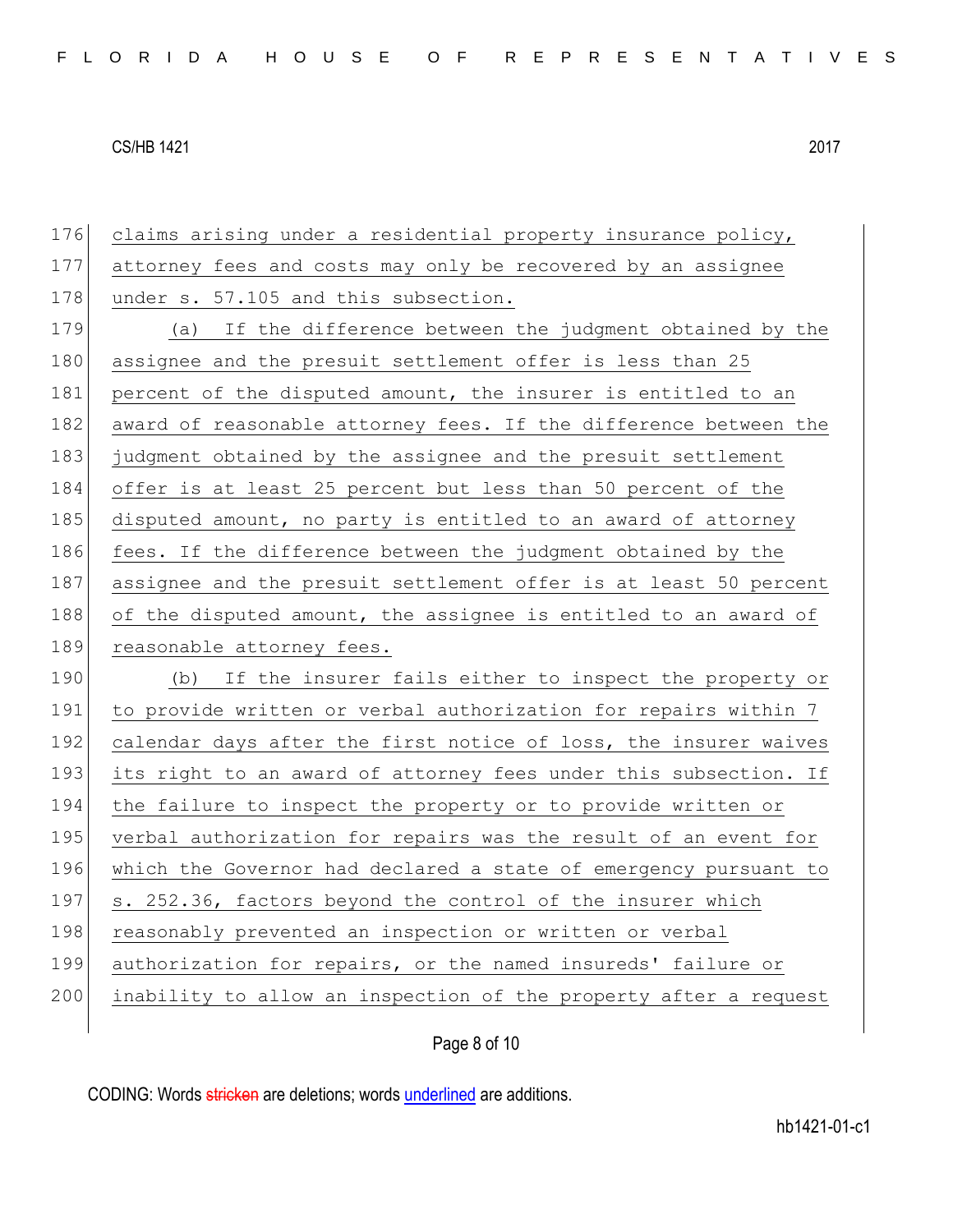claims arising under a residential property insurance policy, attorney fees and costs may only be recovered by an assignee under s. 57.105 and this subsection.

(a) If the difference between the judgment obtained by the assignee and the presuit settlement offer is less than 25 percent of the disputed amount, the insurer is entitled to an award of reasonable attorney fees. If the difference between the judgment obtained by the assignee and the presuit settlement offer is at least 25 percent but less than 50 percent of the disputed amount, no party is entitled to an award of attorney fees. If the difference between the judgment obtained by the assignee and the presuit settlement offer is at least 50 percent of the disputed amount, the assignee is entitled to an award of reasonable attorney fees.

(b) If the insurer fails either to inspect the property or to provide written or verbal authorization for repairs within 7 calendar days after the first notice of loss, the insurer waives its right to an award of attorney fees under this subsection. If the failure to inspect the property or to provide written or verbal authorization for repairs was the result of an event for which the Governor had declared a state of emergency pursuant to s. 252.36, factors beyond the control of the insurer which reasonably prevented an inspection or written or verbal authorization for repairs, or the named insureds' failure or inability to allow an inspection of the property after a request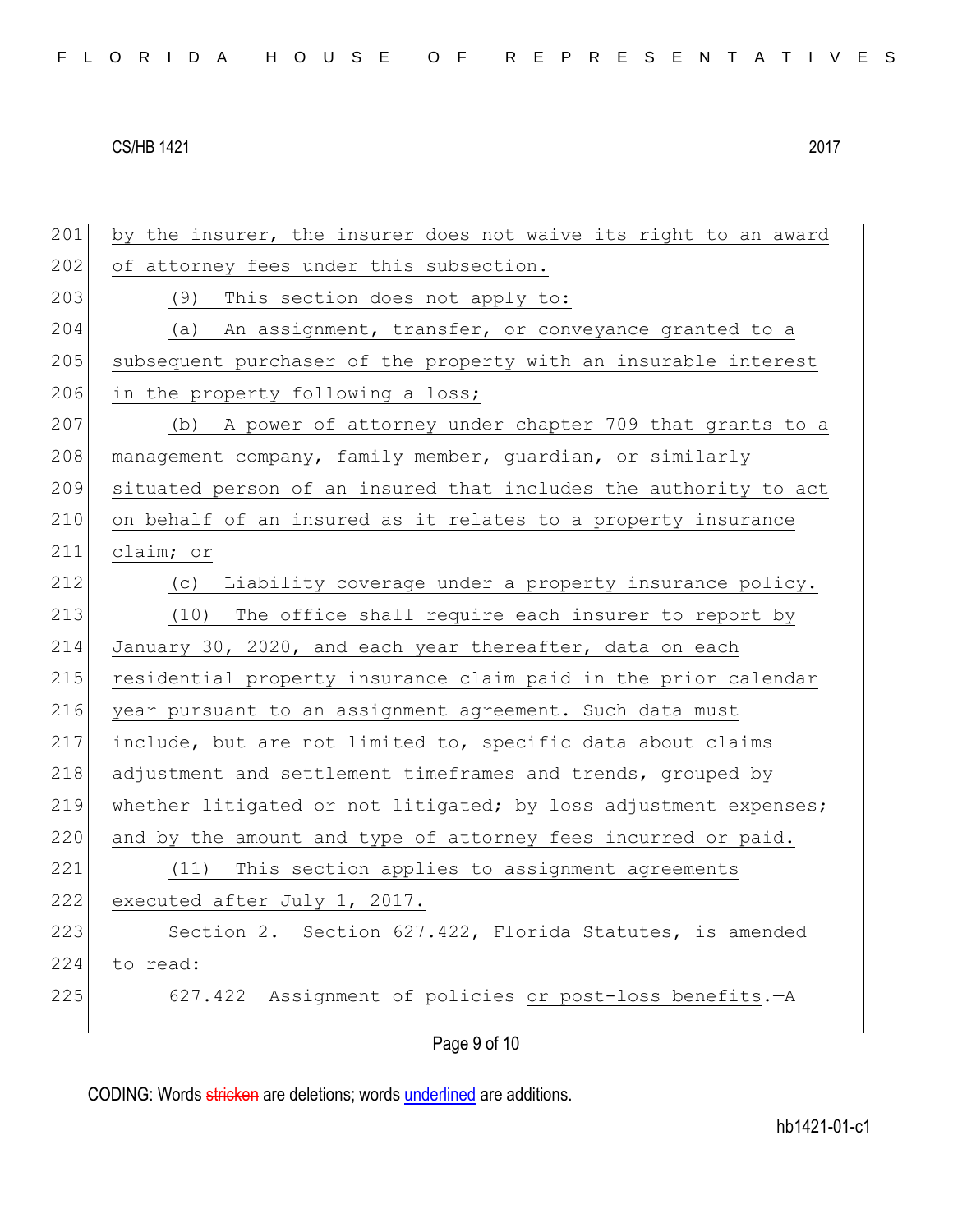by the insurer, the insurer does not waive its right to an award of attorney fees under this subsection.

(9) This section does not apply to:

(a) An assignment, transfer, or conveyance granted to a subsequent purchaser of the property with an insurable interest in the property following a loss;

(b) A power of attorney under chapter 709 that grants to a management company, family member, guardian, or similarly situated person of an insured that includes the authority to act on behalf of an insured as it relates to a property insurance claim; or

(c) Liability coverage under a property insurance policy.

(10) The office shall require each insurer to report by January 30, 2020, and each year thereafter, data on each residential property insurance claim paid in the prior calendar year pursuant to an assignment agreement. Such data must include, but are not limited to, specific data about claims adjustment and settlement timeframes and trends, grouped by whether litigated or not litigated; by loss adjustment expenses; and by the amount and type of attorney fees incurred or paid.

(11) This section applies to assignment agreements executed after July 1, 2017.

Section 2. Section 627.422, Florida Statutes, is amended to read:

627.422 Assignment of policies or post-loss benefits.—A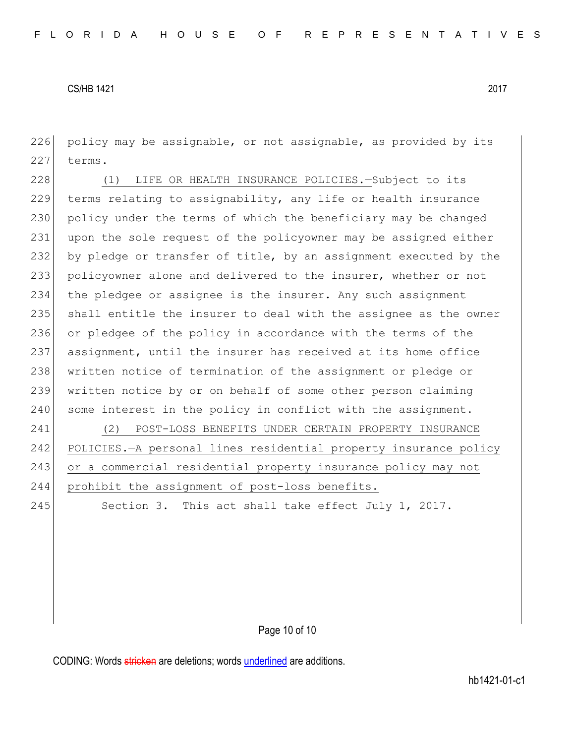policy may be assignable, or not assignable, as provided by its terms.

(1) LIFE OR HEALTH INSURANCE POLICIES.—Subject to its terms relating to assignability, any life or health insurance policy under the terms of which the beneficiary may be changed upon the sole request of the policyowner may be assigned either by pledge or transfer of title, by an assignment executed by the policyowner alone and delivered to the insurer, whether or not the pledgee or assignee is the insurer. Any such assignment shall entitle the insurer to deal with the assignee as the owner or pledgee of the policy in accordance with the terms of the assignment, until the insurer has received at its home office written notice of termination of the assignment or pledge or written notice by or on behalf of some other person claiming some interest in the policy in conflict with the assignment.

(2) POST-LOSS BENEFITS UNDER CERTAIN PROPERTY INSURANCE POLICIES.—A personal lines residential property insurance policy or a commercial residential property insurance policy may not prohibit the assignment of post-loss benefits.

Section 3. This act shall take effect July 1, 2017.